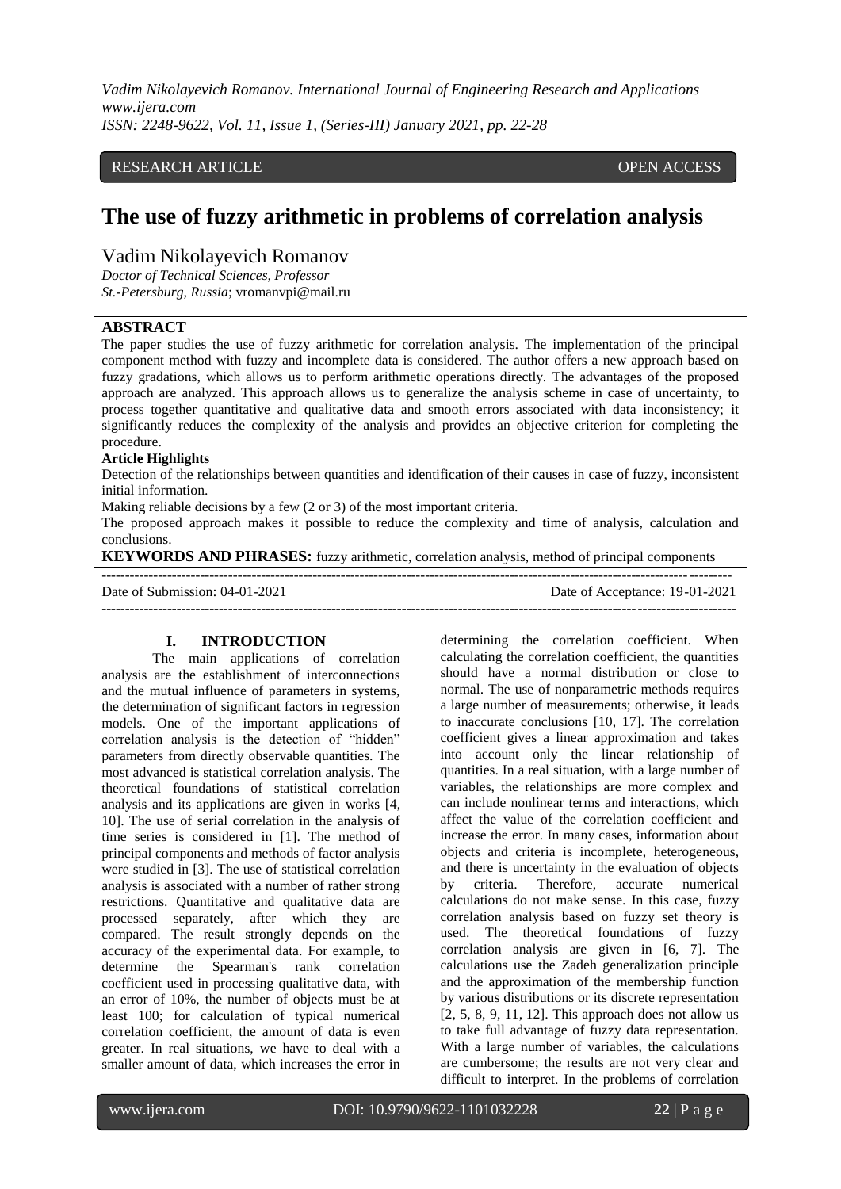RESEARCH ARTICLE OPEN ACCESS

# The use of fuzzy arithmetic in problems of correlation analysis

Vadim Nikolayevich Romanov

*Doctor of Technical Sciences, Professor*
*St.-Petersburg, Russia*; vromanvpi@mail.ru

## ABSTRACT

The paper studies the use of fuzzy arithmetic for correlation analysis. The implementation of the principal component method with fuzzy and incomplete data is considered. The author offers a new approach based on fuzzy gradations, which allows us to perform arithmetic operations directly. The advantages of the proposed approach are analyzed. This approach allows us to generalize the analysis scheme in case of uncertainty, to process together quantitative and qualitative data and smooth errors associated with data inconsistency; it significantly reduces the complexity of the analysis and provides an objective criterion for completing the procedure.

**Article Highlights**

Detection of the relationships between quantities and identification of their causes in case of fuzzy, inconsistent initial information.

Making reliable decisions by a few (2 or 3) of the most important criteria.

The proposed approach makes it possible to reduce the complexity and time of analysis, calculation and conclusions.

**KEYWORDS AND PHRASES:** fuzzy arithmetic, correlation analysis, method of principal components

---

Date of Submission: 04-01-2021 Date of Acceptance: 19-01-2021

---

## I. INTRODUCTION

The main applications of correlation analysis are the establishment of interconnections and the mutual influence of parameters in systems, the determination of significant factors in regression models. One of the important applications of correlation analysis is the detection of "hidden" parameters from directly observable quantities. The most advanced is statistical correlation analysis. The theoretical foundations of statistical correlation analysis and its applications are given in works [4, 10]. The use of serial correlation in the analysis of time series is considered in [1]. The method of principal components and methods of factor analysis were studied in [3]. The use of statistical correlation analysis is associated with a number of rather strong restrictions. Quantitative and qualitative data are processed separately, after which they are compared. The result strongly depends on the accuracy of the experimental data. For example, to determine the Spearman's rank correlation coefficient used in processing qualitative data, with an error of 10%, the number of objects must be at least 100; for calculation of typical numerical correlation coefficient, the amount of data is even greater. In real situations, we have to deal with a smaller amount of data, which increases the error in determining the correlation coefficient. When calculating the correlation coefficient, the quantities should have a normal distribution or close to normal. The use of nonparametric methods requires a large number of measurements; otherwise, it leads to inaccurate conclusions [10, 17]. The correlation coefficient gives a linear approximation and takes into account only the linear relationship of quantities. In a real situation, with a large number of variables, the relationships are more complex and can include nonlinear terms and interactions, which affect the value of the correlation coefficient and increase the error. In many cases, information about objects and criteria is incomplete, heterogeneous, and there is uncertainty in the evaluation of objects by criteria. Therefore, accurate numerical calculations do not make sense. In this case, fuzzy correlation analysis based on fuzzy set theory is used. The theoretical foundations of fuzzy correlation analysis are given in [6, 7]. The calculations use the Zadeh generalization principle and the approximation of the membership function by various distributions or its discrete representation [2, 5, 8, 9, 11, 12]. This approach does not allow us to take full advantage of fuzzy data representation. With a large number of variables, the calculations are cumbersome; the results are not very clear and difficult to interpret. In the problems of correlation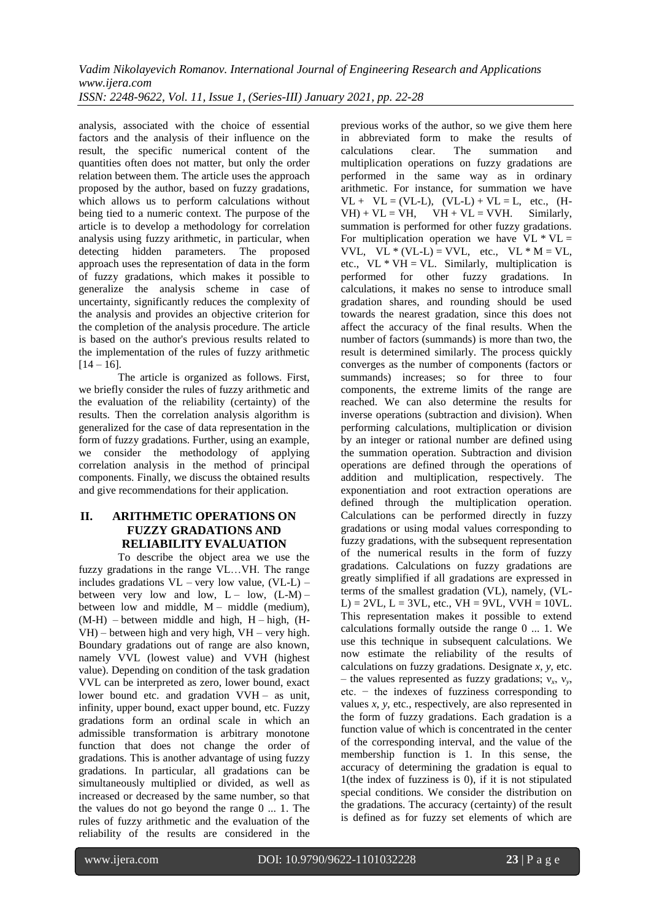analysis, associated with the choice of essential factors and the analysis of their influence on the result, the specific numerical content of the quantities often does not matter, but only the order relation between them. The article uses the approach proposed by the author, based on fuzzy gradations, which allows us to perform calculations without being tied to a numeric context. The purpose of the article is to develop a methodology for correlation analysis using fuzzy arithmetic, in particular, when detecting hidden parameters. The proposed approach uses the representation of data in the form of fuzzy gradations, which makes it possible to generalize the analysis scheme in case of uncertainty, significantly reduces the complexity of the analysis and provides an objective criterion for the completion of the analysis procedure. The article is based on the author's previous results related to the implementation of the rules of fuzzy arithmetic [14 – 16].

The article is organized as follows. First, we briefly consider the rules of fuzzy arithmetic and the evaluation of the reliability (certainty) of the results. Then the correlation analysis algorithm is generalized for the case of data representation in the form of fuzzy gradations. Further, using an example, we consider the methodology of applying correlation analysis in the method of principal components. Finally, we discuss the obtained results and give recommendations for their application.

## II. ARITHMETIC OPERATIONS ON FUZZY GRADATIONS AND RELIABILITY EVALUATION

To describe the object area we use the fuzzy gradations in the range VL…VH. The range includes gradations VL – very low value, (VL-L) – between very low and low, L – low, (L-M) – between low and middle, M – middle (medium), (M-H) – between middle and high, H – high, (H-VH) – between high and very high, VH – very high. Boundary gradations out of range are also known, namely VVL (lowest value) and VVH (highest value). Depending on condition of the task gradation VVL can be interpreted as zero, lower bound, exact lower bound etc. and gradation VVH – as unit, infinity, upper bound, exact upper bound, etc. Fuzzy gradations form an ordinal scale in which an admissible transformation is arbitrary monotone function that does not change the order of gradations. This is another advantage of using fuzzy gradations. In particular, all gradations can be simultaneously multiplied or divided, as well as increased or decreased by the same number, so that the values do not go beyond the range 0 ... 1. The rules of fuzzy arithmetic and the evaluation of the reliability of the results are considered in the previous works of the author, so we give them here in abbreviated form to make the results of calculations clear. The summation and multiplication operations on fuzzy gradations are performed in the same way as in ordinary arithmetic. For instance, for summation we have VL + VL = (VL-L), (VL-L) + VL = L, etc., (H-VH) + VL = VH, VH + VL = VVH. Similarly, summation is performed for other fuzzy gradations. For multiplication operation we have VL * VL = VVL, VL * (VL-L) = VVL, etc., VL * M = VL, etc., VL * VH = VL. Similarly, multiplication is performed for other fuzzy gradations. In calculations, it makes no sense to introduce small gradation shares, and rounding should be used towards the nearest gradation, since this does not affect the accuracy of the final results. When the number of factors (summands) is more than two, the result is determined similarly. The process quickly converges as the number of components (factors or summands) increases; so for three to four components, the extreme limits of the range are reached. We can also determine the results for inverse operations (subtraction and division). When performing calculations, multiplication or division by an integer or rational number are defined using the summation operation. Subtraction and division operations are defined through the operations of addition and multiplication, respectively. The exponentiation and root extraction operations are defined through the multiplication operation. Calculations can be performed directly in fuzzy gradations or using modal values corresponding to fuzzy gradations, with the subsequent representation of the numerical results in the form of fuzzy gradations. Calculations on fuzzy gradations are greatly simplified if all gradations are expressed in terms of the smallest gradation (VL), namely, (VL-L) = 2VL, L = 3VL, etc., VH = 9VL, VVH = 10VL. This representation makes it possible to extend calculations formally outside the range 0 ... 1. We use this technique in subsequent calculations. We now estimate the reliability of the results of calculations on fuzzy gradations. Designate $x$, $y$, etc. – the values represented as fuzzy gradations; $v_x$, $v_y$, etc. − the indexes of fuzziness corresponding to values $x$, $y$, etc., respectively, are also represented in the form of fuzzy gradations. Each gradation is a function value of which is concentrated in the center of the corresponding interval, and the value of the membership function is 1. In this sense, the accuracy of determining the gradation is equal to 1(the index of fuzziness is 0), if it is not stipulated special conditions. We consider the distribution on the gradations. The accuracy (certainty) of the result is defined as for fuzzy set elements of which are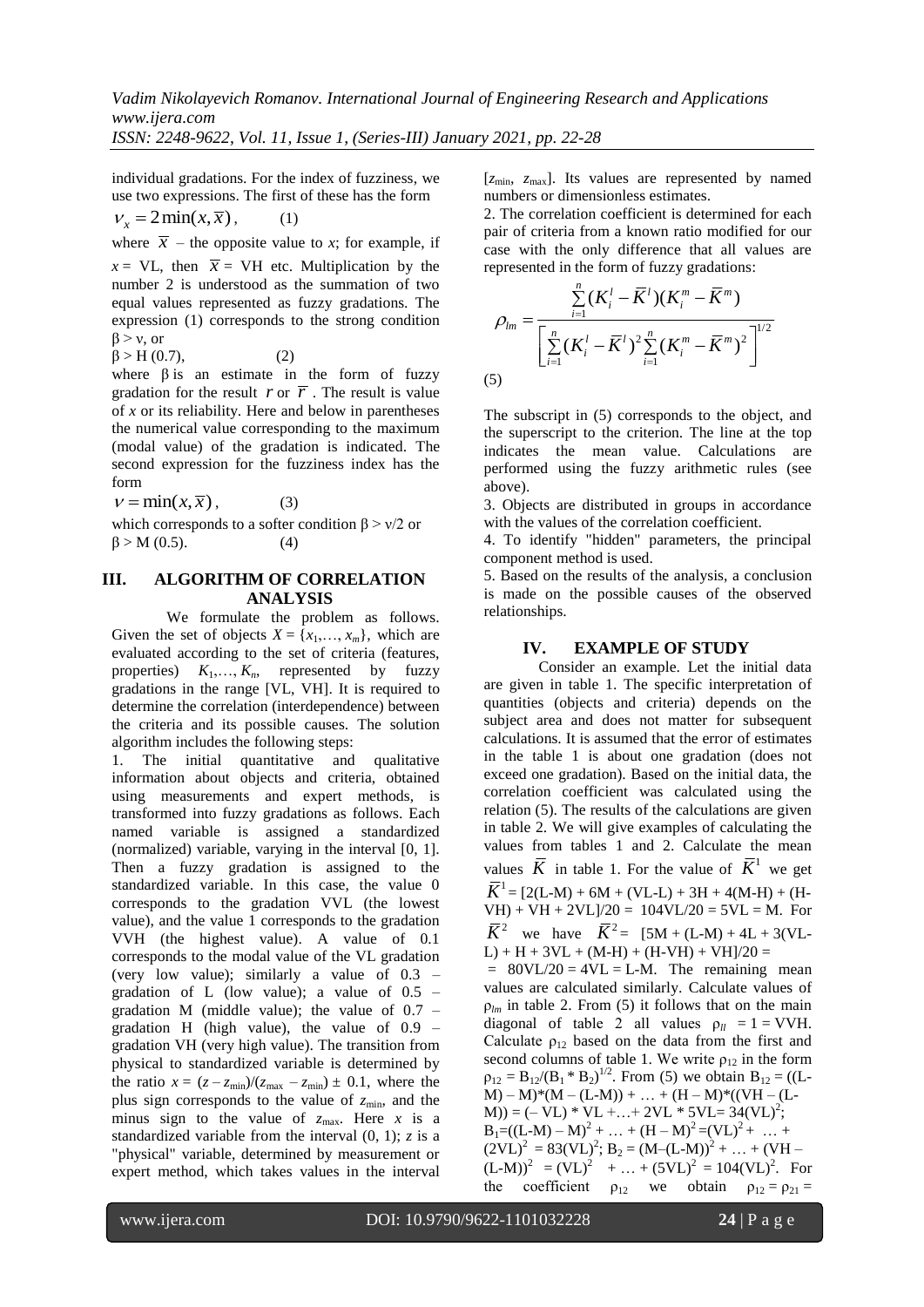individual gradations. For the index of fuzziness, we use two expressions. The first of these has the form

$$\nu_x = 2\min(x, \bar{x}), \qquad (1)$$

where $\bar{x}$ – the opposite value to $x$; for example, if $x$ = VL, then $\bar{x}$ = VH etc. Multiplication by the number 2 is understood as the summation of two equal values represented as fuzzy gradations. The expression (1) corresponds to the strong condition $\beta > \nu$, or

$$\beta > \text{H } (0.7), \qquad (2)$$

where $\beta$ is an estimate in the form of fuzzy gradation for the result $r$ or $\bar{r}$. The result is value of $x$ or its reliability. Here and below in parentheses the numerical value corresponding to the maximum (modal value) of the gradation is indicated. The second expression for the fuzziness index has the form

$$\nu = \min(x, \bar{x}), \qquad (3)$$

which corresponds to a softer condition $\beta > \nu/2$ or

$$\beta > \text{M } (0.5). \qquad (4)$$

## III. ALGORITHM OF CORRELATION ANALYSIS

We formulate the problem as follows. Given the set of objects $X = \{x_1,\ldots, x_m\}$, which are evaluated according to the set of criteria (features, properties) $K_1,\ldots, K_n$, represented by fuzzy gradations in the range [VL, VH]. It is required to determine the correlation (interdependence) between the criteria and its possible causes. The solution algorithm includes the following steps:

1. The initial quantitative and qualitative information about objects and criteria, obtained using measurements and expert methods, is transformed into fuzzy gradations as follows. Each named variable is assigned a standardized (normalized) variable, varying in the interval [0, 1]. Then a fuzzy gradation is assigned to the standardized variable. In this case, the value 0 corresponds to the gradation VVL (the lowest value), and the value 1 corresponds to the gradation VVH (the highest value). A value of 0.1 corresponds to the modal value of the VL gradation (very low value); similarly a value of 0.3 – gradation of L (low value); a value of 0.5 – gradation M (middle value); the value of 0.7 – gradation H (high value), the value of 0.9 – gradation VH (very high value). The transition from physical to standardized variable is determined by the ratio $x = (z - z_{\min})/(z_{\max} - z_{\min}) \pm 0.1$, where the plus sign corresponds to the value of $z_{\min}$, and the minus sign to the value of $z_{\max}$. Here $x$ is a standardized variable from the interval (0, 1); $z$ is a "physical" variable, determined by measurement or expert method, which takes values in the interval $[z_{\min}, z_{\max}]$. Its values are represented by named numbers or dimensionless estimates.
2. The correlation coefficient is determined for each pair of criteria from a known ratio modified for our case with the only difference that all values are represented in the form of fuzzy gradations:

$$\rho_{lm} = \frac{\sum_{i=1}^{n}(K_i^l - \bar{K}^l)(K_i^m - \bar{K}^m)}{\left[\sum_{i=1}^{n}(K_i^l - \bar{K}^l)^2 \sum_{i=1}^{n}(K_i^m - \bar{K}^m)^2\right]^{1/2}} \qquad (5)$$

The subscript in (5) corresponds to the object, and the superscript to the criterion. The line at the top indicates the mean value. Calculations are performed using the fuzzy arithmetic rules (see above).

3. Objects are distributed in groups in accordance with the values of the correlation coefficient.
4. To identify "hidden" parameters, the principal component method is used.
5. Based on the results of the analysis, a conclusion is made on the possible causes of the observed relationships.

## IV. EXAMPLE OF STUDY

Consider an example. Let the initial data are given in table 1. The specific interpretation of quantities (objects and criteria) depends on the subject area and does not matter for subsequent calculations. It is assumed that the error of estimates in the table 1 is about one gradation (does not exceed one gradation). Based on the initial data, the correlation coefficient was calculated using the relation (5). The results of the calculations are given in table 2. We will give examples of calculating the values from tables 1 and 2. Calculate the mean values $\bar{K}$ in table 1. For the value of $\bar{K}^1$ we get $\bar{K}^1$ = [2(L-M) + 6M + (VL-L) + 3H + 4(M-H) + (H-VH) + VH + 2VL]/20 = 104VL/20 = 5VL = M. For $\bar{K}^2$ we have $\bar{K}^2$ = [5M + (L-M) + 4L + 3(VL-L) + H + 3VL + (M-H) + (H-VH) + VH]/20 = = 80VL/20 = 4VL = L-M. The remaining mean values are calculated similarly. Calculate values of $\rho_{lm}$ in table 2. From (5) it follows that on the main diagonal of table 2 all values $\rho_{ll}$ = 1 = VVH. Calculate $\rho_{12}$ based on the data from the first and second columns of table 1. We write $\rho_{12}$ in the form $\rho_{12} = B_{12}/(B_1 * B_2)^{1/2}$. From (5) we obtain $B_{12}$ = ((L-M) – M)\*(M – (L-M)) + … + (H – M)\*((VH – (L-M)) = (– VL) \* VL +…+ 2VL \* 5VL= $34(\text{VL})^2$; $B_1$=((L-M) – M)$^2$ + … + (H – M)$^2$ =(VL)$^2$ + … + (2VL)$^2$ = $83(\text{VL})^2$; $B_2$ = (M–(L-M))$^2$ + … + (VH – (L-M))$^2$ = (VL)$^2$ + … + (5VL)$^2$ = $104(\text{VL})^2$. For the coefficient $\rho_{12}$ we obtain $\rho_{12} = \rho_{21}$ =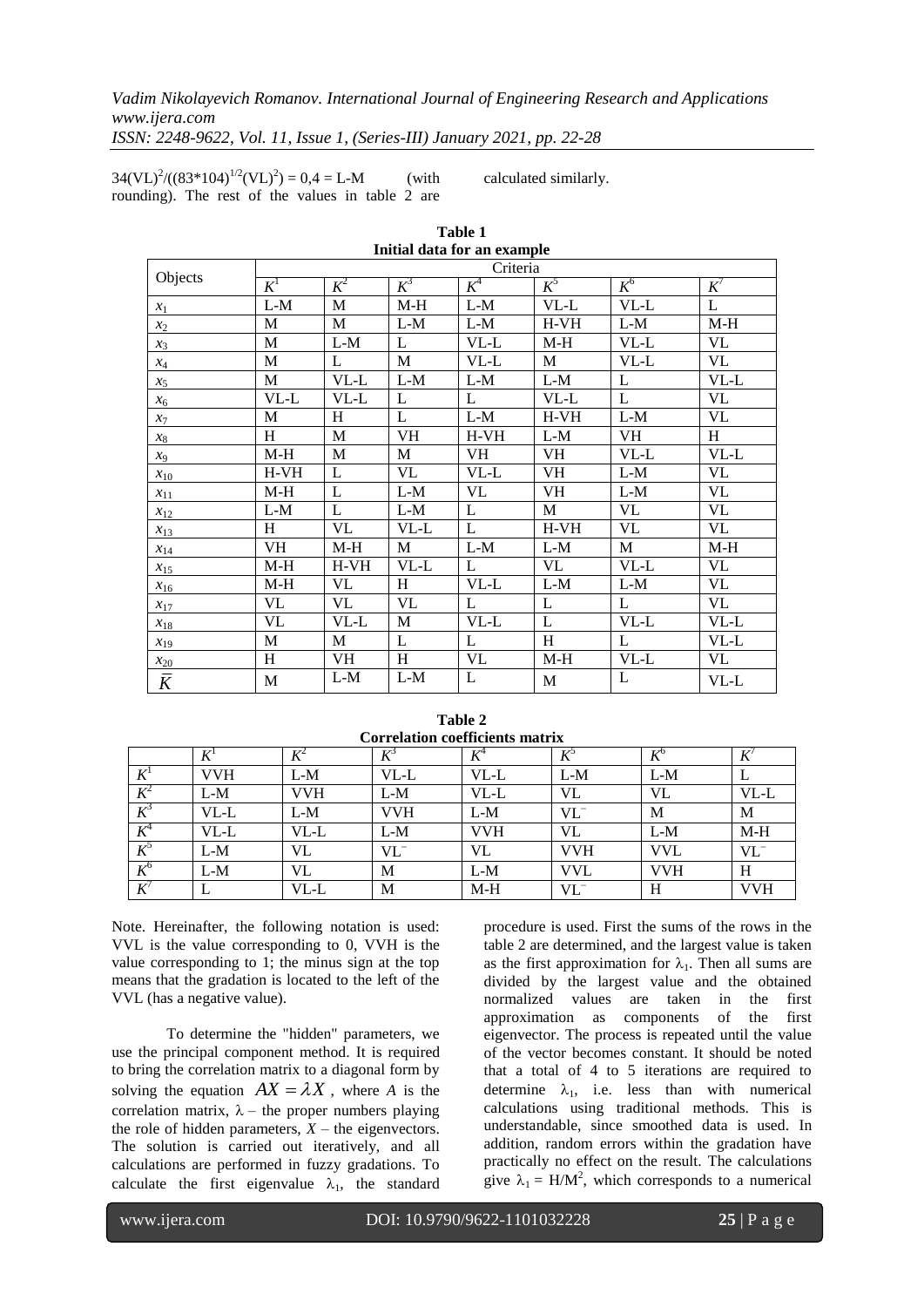$34(VL)^2/((83*104)^{1/2}(VL)^2) = 0,4 =$ L-M (with rounding). The rest of the values in table 2 are calculated similarly.

**Table 1**
**Initial data for an example**

| Objects | Criteria | | | | | | |
|---|---|---|---|---|---|---|---|
| | $K^1$ | $K^2$ | $K^3$ | $K^4$ | $K^5$ | $K^6$ | $K^7$ |
| $x_1$ | L-M | M | M-H | L-M | VL-L | VL-L | L |
| $x_2$ | M | M | L-M | L-M | H-VH | L-M | M-H |
| $x_3$ | M | L-M | L | VL-L | M-H | VL-L | VL |
| $x_4$ | M | L | M | VL-L | M | VL-L | VL |
| $x_5$ | M | VL-L | L-M | L-M | L-M | L | VL-L |
| $x_6$ | VL-L | VL-L | L | L | VL-L | L | VL |
| $x_7$ | M | H | L | L-M | H-VH | L-M | VL |
| $x_8$ | H | M | VH | H-VH | L-M | VH | H |
| $x_9$ | M-H | M | M | VH | VH | VL-L | VL-L |
| $x_{10}$ | H-VH | L | VL | VL-L | VH | L-M | VL |
| $x_{11}$ | M-H | L | L-M | VL | VH | L-M | VL |
| $x_{12}$ | L-M | L | L-M | L | M | VL | VL |
| $x_{13}$ | H | VL | VL-L | L | H-VH | VL | VL |
| $x_{14}$ | VH | M-H | M | L-M | L-M | M | M-H |
| $x_{15}$ | M-H | H-VH | VL-L | L | VL | VL-L | VL |
| $x_{16}$ | M-H | VL | H | VL-L | L-M | L-M | VL |
| $x_{17}$ | VL | VL | VL | L | L | L | VL |
| $x_{18}$ | VL | VL-L | M | VL-L | L | VL-L | VL-L |
| $x_{19}$ | M | M | L | L | H | L | VL-L |
| $x_{20}$ | H | VH | H | VL | M-H | VL-L | VL |
| $\bar{K}$ | M | L-M | L-M | L | M | L | VL-L |

**Table 2**
**Correlation coefficients matrix**

| | $K^1$ | $K^2$ | $K^3$ | $K^4$ | $K^5$ | $K^6$ | $K^7$ |
|---|---|---|---|---|---|---|---|
| $K^1$ | VVH | L-M | VL-L | VL-L | L-M | L-M | L |
| $K^2$ | L-M | VVH | L-M | VL-L | VL | VL | VL-L |
| $K^3$ | VL-L | L-M | VVH | L-M | $VL^-$ | M | M |
| $K^4$ | VL-L | VL-L | L-M | VVH | VL | L-M | M-H |
| $K^5$ | L-M | VL | $VL^-$ | VL | VVH | VVL | $VL^-$ |
| $K^6$ | L-M | VL | M | L-M | VVL | VVH | H |
| $K^7$ | L | VL-L | M | M-H | $VL^-$ | H | VVH |

Note. Hereinafter, the following notation is used: VVL is the value corresponding to 0, VVH is the value corresponding to 1; the minus sign at the top means that the gradation is located to the left of the VVL (has a negative value).

To determine the "hidden" parameters, we use the principal component method. It is required to bring the correlation matrix to a diagonal form by solving the equation $AX = \lambda X$, where $A$ is the correlation matrix, $\lambda$ – the proper numbers playing the role of hidden parameters, $X$ – the eigenvectors. The solution is carried out iteratively, and all calculations are performed in fuzzy gradations. To calculate the first eigenvalue $\lambda_1$, the standard procedure is used. First the sums of the rows in the table 2 are determined, and the largest value is taken as the first approximation for $\lambda_1$. Then all sums are divided by the largest value and the obtained normalized values are taken in the first approximation as components of the first eigenvector. The process is repeated until the value of the vector becomes constant. It should be noted that a total of 4 to 5 iterations are required to determine $\lambda_1$, i.e. less than with numerical calculations using traditional methods. This is understandable, since smoothed data is used. In addition, random errors within the gradation have practically no effect on the result. The calculations give $\lambda_1 = H/M^2$, which corresponds to a numerical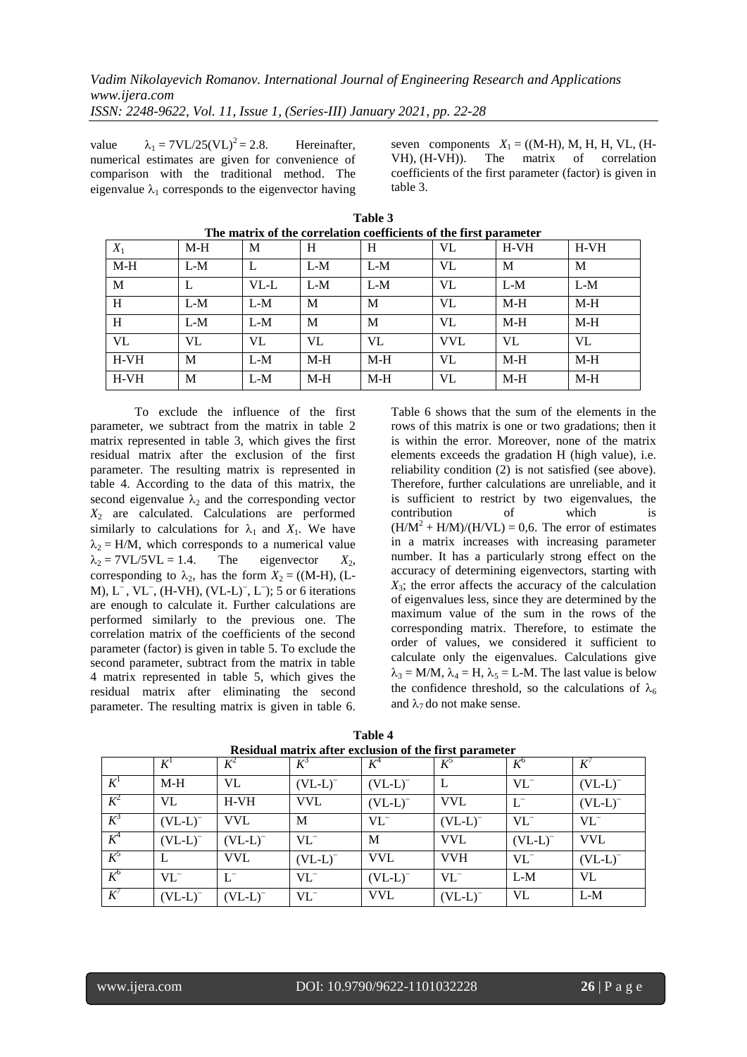value $\lambda_1 = 7VL/25(VL)^2 = 2.8$. Hereinafter, numerical estimates are given for convenience of comparison with the traditional method. The eigenvalue $\lambda_1$ corresponds to the eigenvector having seven components $X_1$ = ((M-H), M, H, H, VL, (H-VH), (H-VH)). The matrix of correlation coefficients of the first parameter (factor) is given in table 3.

**Table 3**
**The matrix of the correlation coefficients of the first parameter**

| $X_1$ | M-H | M | H | H | VL | H-VH | H-VH |
|---|---|---|---|---|---|---|---|
| M-H | L-M | L | L-M | L-M | VL | M | M |
| M | L | VL-L | L-M | L-M | VL | L-M | L-M |
| H | L-M | L-M | M | M | VL | M-H | M-H |
| H | L-M | L-M | M | M | VL | M-H | M-H |
| VL | VL | VL | VL | VL | VVL | VL | VL |
| H-VH | M | L-M | M-H | M-H | VL | M-H | M-H |
| H-VH | M | L-M | M-H | M-H | VL | M-H | M-H |

To exclude the influence of the first parameter, we subtract from the matrix in table 2 matrix represented in table 3, which gives the first residual matrix after the exclusion of the first parameter. The resulting matrix is represented in table 4. According to the data of this matrix, the second eigenvalue $\lambda_2$ and the corresponding vector $X_2$ are calculated. Calculations are performed similarly to calculations for $\lambda_1$ and $X_1$. We have $\lambda_2$ = H/M, which corresponds to a numerical value $\lambda_2$ = 7VL/5VL = 1.4. The eigenvector $X_2$, corresponding to $\lambda_2$, has the form $X_2$ = ((M-H), (L-M), $L^-$, $VL^-$, (H-VH), $(VL\text{-}L)^-$, $L^-$); 5 or 6 iterations are enough to calculate it. Further calculations are performed similarly to the previous one. The correlation matrix of the coefficients of the second parameter (factor) is given in table 5. To exclude the second parameter, subtract from the matrix in table 4 matrix represented in table 5, which gives the residual matrix after eliminating the second parameter. The resulting matrix is given in table 6. Table 6 shows that the sum of the elements in the rows of this matrix is one or two gradations; then it is within the error. Moreover, none of the matrix elements exceeds the gradation H (high value), i.e. reliability condition (2) is not satisfied (see above). Therefore, further calculations are unreliable, and it is sufficient to restrict by two eigenvalues, the contribution of which is $(H/M^2 + H/M)/(H/VL) = 0,6$. The error of estimates in a matrix increases with increasing parameter number. It has a particularly strong effect on the accuracy of determining eigenvectors, starting with $X_3$; the error affects the accuracy of the calculation of eigenvalues less, since they are determined by the maximum value of the sum in the rows of the corresponding matrix. Therefore, to estimate the order of values, we considered it sufficient to calculate only the eigenvalues. Calculations give $\lambda_3$ = M/M, $\lambda_4$ = H, $\lambda_5$ = L-M. The last value is below the confidence threshold, so the calculations of $\lambda_6$ and $\lambda_7$ do not make sense.

**Table 4**
**Residual matrix after exclusion of the first parameter**

| | $K^1$ | $K^2$ | $K^3$ | $K^4$ | $K^5$ | $K^6$ | $K^7$ |
|---|---|---|---|---|---|---|---|
| $K^1$ | M-H | VL | $(VL\text{-}L)^-$ | $(VL\text{-}L)^-$ | L | $VL^-$ | $(VL\text{-}L)^-$ |
| $K^2$ | VL | H-VH | VVL | $(VL\text{-}L)^-$ | VVL | $L^-$ | $(VL\text{-}L)^-$ |
| $K^3$ | $(VL\text{-}L)^-$ | VVL | M | $VL^-$ | $(VL\text{-}L)^-$ | $VL^-$ | $VL^-$ |
| $K^4$ | $(VL\text{-}L)^-$ | $(VL\text{-}L)^-$ | $VL^-$ | M | VVL | $(VL\text{-}L)^-$ | VVL |
| $K^5$ | L | VVL | $(VL\text{-}L)^-$ | VVL | VVH | $VL^-$ | $(VL\text{-}L)^-$ |
| $K^6$ | $VL^-$ | $L^-$ | $VL^-$ | $(VL\text{-}L)^-$ | $VL^-$ | L-M | VL |
| $K^7$ | $(VL\text{-}L)^-$ | $(VL\text{-}L)^-$ | $VL^-$ | VVL | $(VL\text{-}L)^-$ | VL | L-M |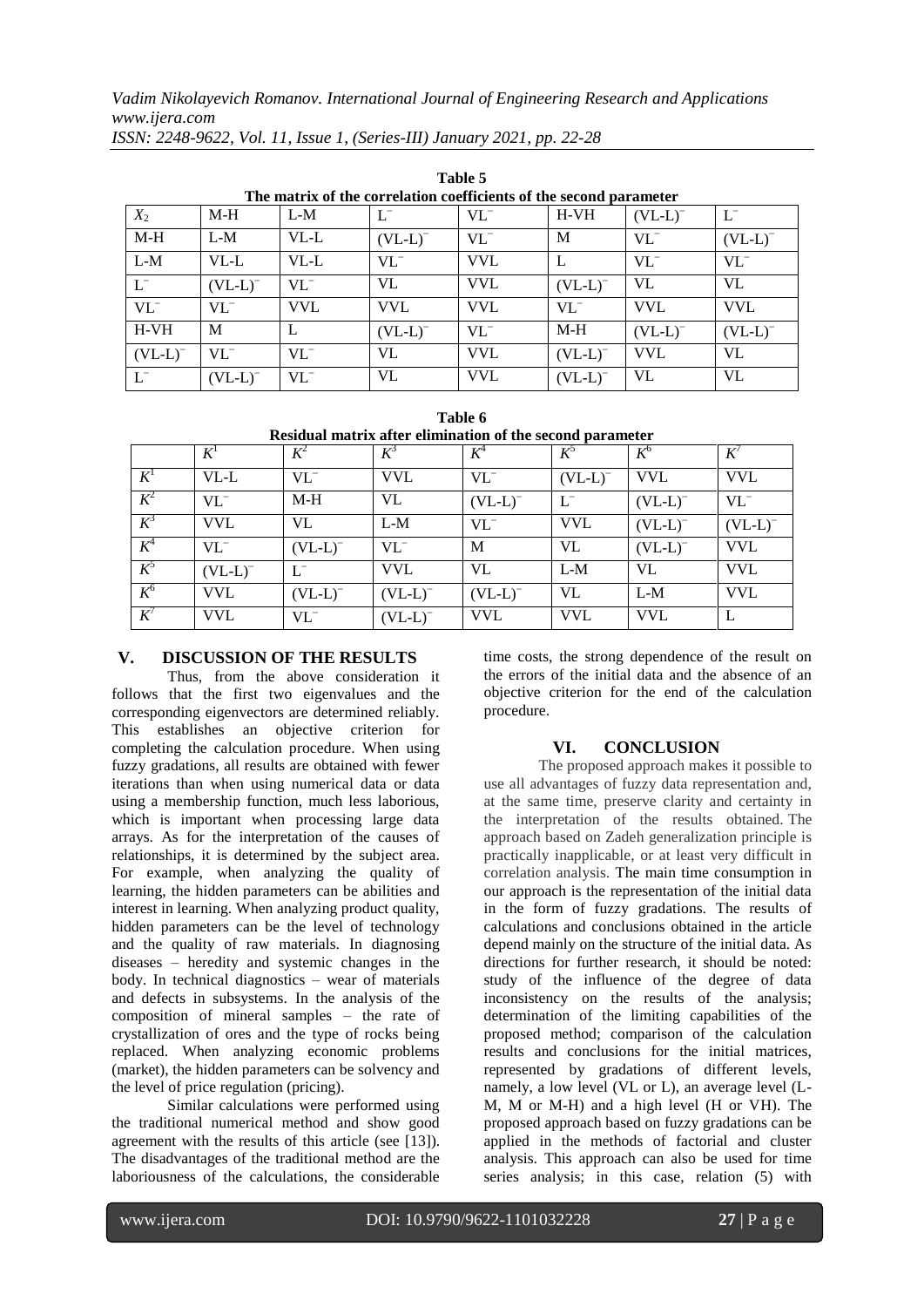**Table 5**
**The matrix of the correlation coefficients of the second parameter**

| $X_2$ | M-H | L-M | $L^-$ | $VL^-$ | H-VH | $(VL\text{-}L)^-$ | $L^-$ |
|---|---|---|---|---|---|---|---|
| M-H | L-M | VL-L | $(VL\text{-}L)^-$ | $VL^-$ | M | $VL^-$ | $(VL\text{-}L)^-$ |
| L-M | VL-L | VL-L | $VL^-$ | VVL | L | $VL^-$ | $VL^-$ |
| $L^-$ | $(VL\text{-}L)^-$ | $VL^-$ | VL | VVL | $(VL\text{-}L)^-$ | VL | VL |
| $VL^-$ | $VL^-$ | VVL | VVL | VVL | $VL^-$ | VVL | VVL |
| H-VH | M | L | $(VL\text{-}L)^-$ | $VL^-$ | M-H | $(VL\text{-}L)^-$ | $(VL\text{-}L)^-$ |
| $(VL\text{-}L)^-$ | $VL^-$ | $VL^-$ | VL | VVL | $(VL\text{-}L)^-$ | VVL | VL |
| $L^-$ | $(VL\text{-}L)^-$ | $VL^-$ | VL | VVL | $(VL\text{-}L)^-$ | VL | VL |

**Table 6**
**Residual matrix after elimination of the second parameter**

| | $K^1$ | $K^2$ | $K^3$ | $K^4$ | $K^5$ | $K^6$ | $K^7$ |
|---|---|---|---|---|---|---|---|
| $K^1$ | VL-L | $VL^-$ | VVL | $VL^-$ | $(VL\text{-}L)^-$ | VVL | VVL |
| $K^2$ | $VL^-$ | M-H | VL | $(VL\text{-}L)^-$ | $L^-$ | $(VL\text{-}L)^-$ | $VL^-$ |
| $K^3$ | VVL | VL | L-M | $VL^-$ | VVL | $(VL\text{-}L)^-$ | $(VL\text{-}L)^-$ |
| $K^4$ | $VL^-$ | $(VL\text{-}L)^-$ | $VL^-$ | M | VL | $(VL\text{-}L)^-$ | VVL |
| $K^5$ | $(VL\text{-}L)^-$ | $L^-$ | VVL | VL | L-M | VL | VVL |
| $K^6$ | VVL | $(VL\text{-}L)^-$ | $(VL\text{-}L)^-$ | $(VL\text{-}L)^-$ | VL | L-M | VVL |
| $K^7$ | VVL | $VL^-$ | $(VL\text{-}L)^-$ | VVL | VVL | VVL | L |

## V. DISCUSSION OF THE RESULTS

Thus, from the above consideration it follows that the first two eigenvalues and the corresponding eigenvectors are determined reliably. This establishes an objective criterion for completing the calculation procedure. When using fuzzy gradations, all results are obtained with fewer iterations than when using numerical data or data using a membership function, much less laborious, which is important when processing large data arrays. As for the interpretation of the causes of relationships, it is determined by the subject area. For example, when analyzing the quality of learning, the hidden parameters can be abilities and interest in learning. When analyzing product quality, hidden parameters can be the level of technology and the quality of raw materials. In diagnosing diseases – heredity and systemic changes in the body. In technical diagnostics – wear of materials and defects in subsystems. In the analysis of the composition of mineral samples – the rate of crystallization of ores and the type of rocks being replaced. When analyzing economic problems (market), the hidden parameters can be solvency and the level of price regulation (pricing).

Similar calculations were performed using the traditional numerical method and show good agreement with the results of this article (see [13]). The disadvantages of the traditional method are the laboriousness of the calculations, the considerable time costs, the strong dependence of the result on the errors of the initial data and the absence of an objective criterion for the end of the calculation procedure.

## VI. CONCLUSION

The proposed approach makes it possible to use all advantages of fuzzy data representation and, at the same time, preserve clarity and certainty in the interpretation of the results obtained. The approach based on Zadeh generalization principle is practically inapplicable, or at least very difficult in correlation analysis. The main time consumption in our approach is the representation of the initial data in the form of fuzzy gradations. The results of calculations and conclusions obtained in the article depend mainly on the structure of the initial data. As directions for further research, it should be noted: study of the influence of the degree of data inconsistency on the results of the analysis; determination of the limiting capabilities of the proposed method; comparison of the calculation results and conclusions for the initial matrices, represented by gradations of different levels, namely, a low level (VL or L), an average level (L-M, M or M-H) and a high level (H or VH). The proposed approach based on fuzzy gradations can be applied in the methods of factorial and cluster analysis. This approach can also be used for time series analysis; in this case, relation (5) with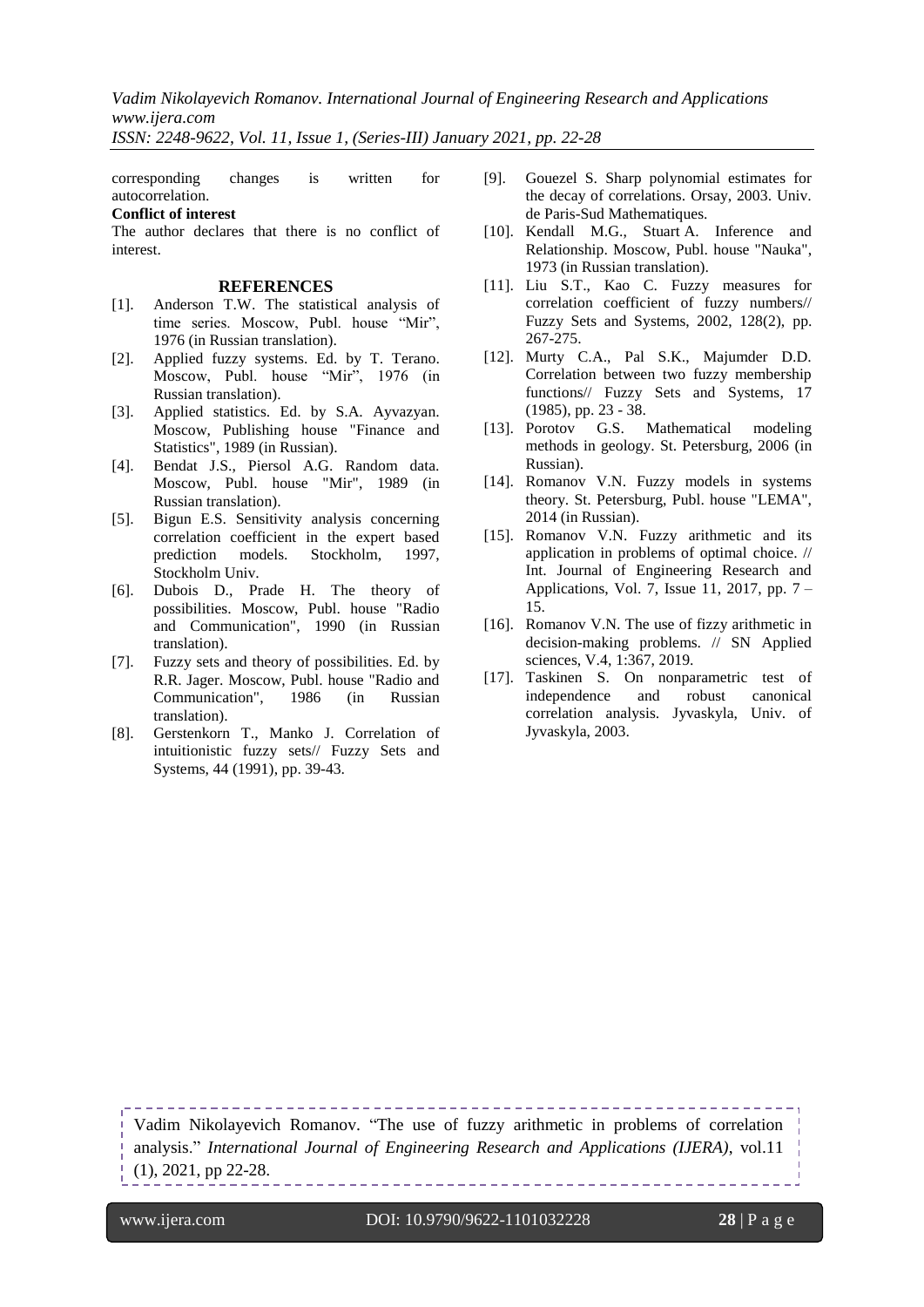corresponding changes is written for autocorrelation.

**Conflict of interest**

The author declares that there is no conflict of interest.

## REFERENCES

[1]. Anderson T.W. The statistical analysis of time series. Moscow, Publ. house "Mir", 1976 (in Russian translation).

[2]. Applied fuzzy systems. Ed. by T. Terano. Moscow, Publ. house "Mir", 1976 (in Russian translation).

[3]. Applied statistics. Ed. by S.A. Ayvazyan. Moscow, Publishing house "Finance and Statistics", 1989 (in Russian).

[4]. Bendat J.S., Piersol A.G. Random data. Moscow, Publ. house "Mir", 1989 (in Russian translation).

[5]. Bigun E.S. Sensitivity analysis concerning correlation coefficient in the expert based prediction models. Stockholm, 1997, Stockholm Univ.

[6]. Dubois D., Prade H. The theory of possibilities. Moscow, Publ. house "Radio and Communication", 1990 (in Russian translation).

[7]. Fuzzy sets and theory of possibilities. Ed. by R.R. Jager. Moscow, Publ. house "Radio and Communication", 1986 (in Russian translation).

[8]. Gerstenkorn T., Manko J. Correlation of intuitionistic fuzzy sets// Fuzzy Sets and Systems, 44 (1991), pp. 39-43.

[9]. Gouezel S. Sharp polynomial estimates for the decay of correlations. Orsay, 2003. Univ. de Paris-Sud Mathematiques.

[10]. Kendall M.G., Stuart A. Inference and Relationship. Moscow, Publ. house "Nauka", 1973 (in Russian translation).

[11]. Liu S.T., Kao C. Fuzzy measures for correlation coefficient of fuzzy numbers// Fuzzy Sets and Systems, 2002, 128(2), pp. 267-275.

[12]. Murty C.A., Pal S.K., Majumder D.D. Correlation between two fuzzy membership functions// Fuzzy Sets and Systems, 17 (1985), pp. 23 - 38.

[13]. Porotov G.S. Mathematical modeling methods in geology. St. Petersburg, 2006 (in Russian).

[14]. Romanov V.N. Fuzzy models in systems theory. St. Petersburg, Publ. house "LEMA", 2014 (in Russian).

[15]. Romanov V.N. Fuzzy arithmetic and its application in problems of optimal choice. // Int. Journal of Engineering Research and Applications, Vol. 7, Issue 11, 2017, pp. 7 – 15.

[16]. Romanov V.N. The use of fizzy arithmetic in decision-making problems. // SN Applied sciences, V.4, 1:367, 2019.

[17]. Taskinen S. On nonparametric test of independence and robust canonical correlation analysis. Jyvaskyla, Univ. of Jyvaskyla, 2003.

Vadim Nikolayevich Romanov. "The use of fuzzy arithmetic in problems of correlation analysis." *International Journal of Engineering Research and Applications (IJERA)*, vol.11 (1), 2021, pp 22-28.